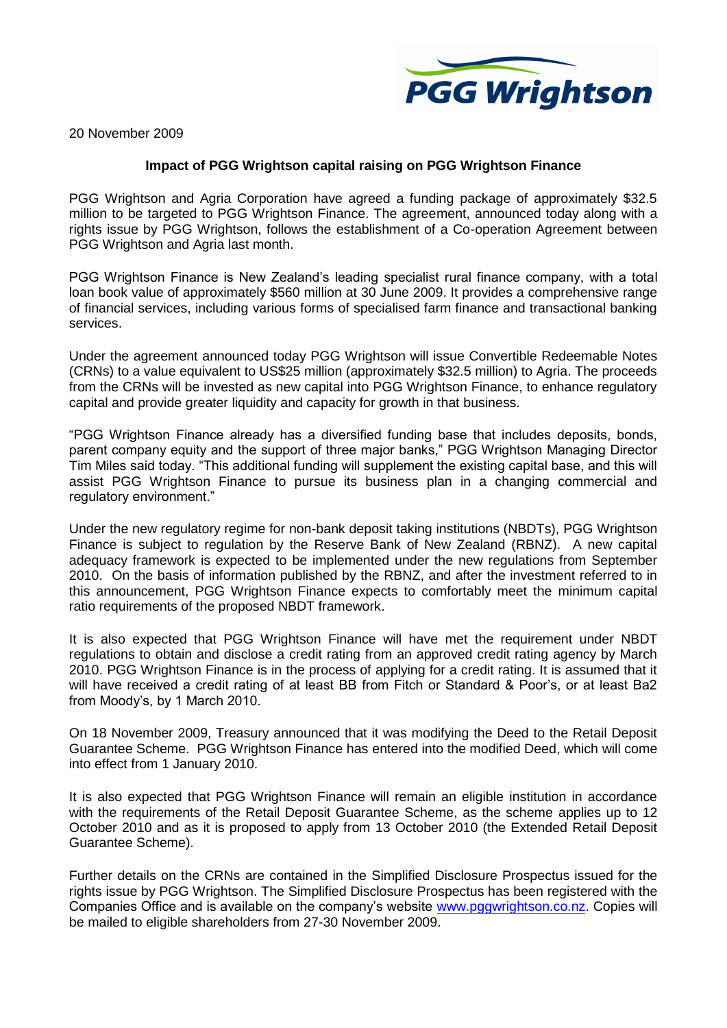PGG Wrightson

20 November 2009

**Impact of PGG Wrightson capital raising on PGG Wrightson Finance**

PGG Wrightson and Agria Corporation have agreed a funding package of approximately $32.5 million to be targeted to PGG Wrightson Finance. The agreement, announced today along with a rights issue by PGG Wrightson, follows the establishment of a Co-operation Agreement between PGG Wrightson and Agria last month.

PGG Wrightson Finance is New Zealand's leading specialist rural finance company, with a total loan book value of approximately $560 million at 30 June 2009. It provides a comprehensive range of financial services, including various forms of specialised farm finance and transactional banking services.

Under the agreement announced today PGG Wrightson will issue Convertible Redeemable Notes (CRNs) to a value equivalent to US$25 million (approximately $32.5 million) to Agria. The proceeds from the CRNs will be invested as new capital into PGG Wrightson Finance, to enhance regulatory capital and provide greater liquidity and capacity for growth in that business.

"PGG Wrightson Finance already has a diversified funding base that includes deposits, bonds, parent company equity and the support of three major banks," PGG Wrightson Managing Director Tim Miles said today. "This additional funding will supplement the existing capital base, and this will assist PGG Wrightson Finance to pursue its business plan in a changing commercial and regulatory environment."

Under the new regulatory regime for non-bank deposit taking institutions (NBDTs), PGG Wrightson Finance is subject to regulation by the Reserve Bank of New Zealand (RBNZ). A new capital adequacy framework is expected to be implemented under the new regulations from September 2010. On the basis of information published by the RBNZ, and after the investment referred to in this announcement, PGG Wrightson Finance expects to comfortably meet the minimum capital ratio requirements of the proposed NBDT framework.

It is also expected that PGG Wrightson Finance will have met the requirement under NBDT regulations to obtain and disclose a credit rating from an approved credit rating agency by March 2010. PGG Wrightson Finance is in the process of applying for a credit rating. It is assumed that it will have received a credit rating of at least BB from Fitch or Standard & Poor's, or at least Ba2 from Moody's, by 1 March 2010.

On 18 November 2009, Treasury announced that it was modifying the Deed to the Retail Deposit Guarantee Scheme. PGG Wrightson Finance has entered into the modified Deed, which will come into effect from 1 January 2010.

It is also expected that PGG Wrightson Finance will remain an eligible institution in accordance with the requirements of the Retail Deposit Guarantee Scheme, as the scheme applies up to 12 October 2010 and as it is proposed to apply from 13 October 2010 (the Extended Retail Deposit Guarantee Scheme).

Further details on the CRNs are contained in the Simplified Disclosure Prospectus issued for the rights issue by PGG Wrightson. The Simplified Disclosure Prospectus has been registered with the Companies Office and is available on the company's website www.pggwrightson.co.nz. Copies will be mailed to eligible shareholders from 27-30 November 2009.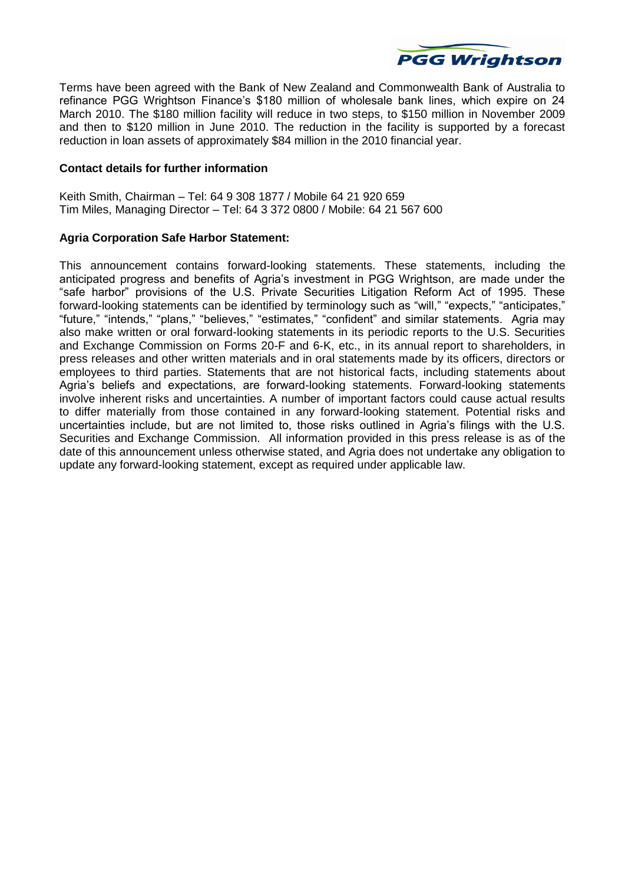Terms have been agreed with the Bank of New Zealand and Commonwealth Bank of Australia to refinance PGG Wrightson Finance's $180 million of wholesale bank lines, which expire on 24 March 2010. The $180 million facility will reduce in two steps, to $150 million in November 2009 and then to $120 million in June 2010. The reduction in the facility is supported by a forecast reduction in loan assets of approximately $84 million in the 2010 financial year.

**Contact details for further information**

Keith Smith, Chairman – Tel: 64 9 308 1877 / Mobile 64 21 920 659
Tim Miles, Managing Director – Tel: 64 3 372 0800 / Mobile: 64 21 567 600

**Agria Corporation Safe Harbor Statement:**

This announcement contains forward-looking statements. These statements, including the anticipated progress and benefits of Agria's investment in PGG Wrightson, are made under the "safe harbor" provisions of the U.S. Private Securities Litigation Reform Act of 1995. These forward-looking statements can be identified by terminology such as "will," "expects," "anticipates," "future," "intends," "plans," "believes," "estimates," "confident" and similar statements. Agria may also make written or oral forward-looking statements in its periodic reports to the U.S. Securities and Exchange Commission on Forms 20-F and 6-K, etc., in its annual report to shareholders, in press releases and other written materials and in oral statements made by its officers, directors or employees to third parties. Statements that are not historical facts, including statements about Agria's beliefs and expectations, are forward-looking statements. Forward-looking statements involve inherent risks and uncertainties. A number of important factors could cause actual results to differ materially from those contained in any forward-looking statement. Potential risks and uncertainties include, but are not limited to, those risks outlined in Agria's filings with the U.S. Securities and Exchange Commission. All information provided in this press release is as of the date of this announcement unless otherwise stated, and Agria does not undertake any obligation to update any forward-looking statement, except as required under applicable law.